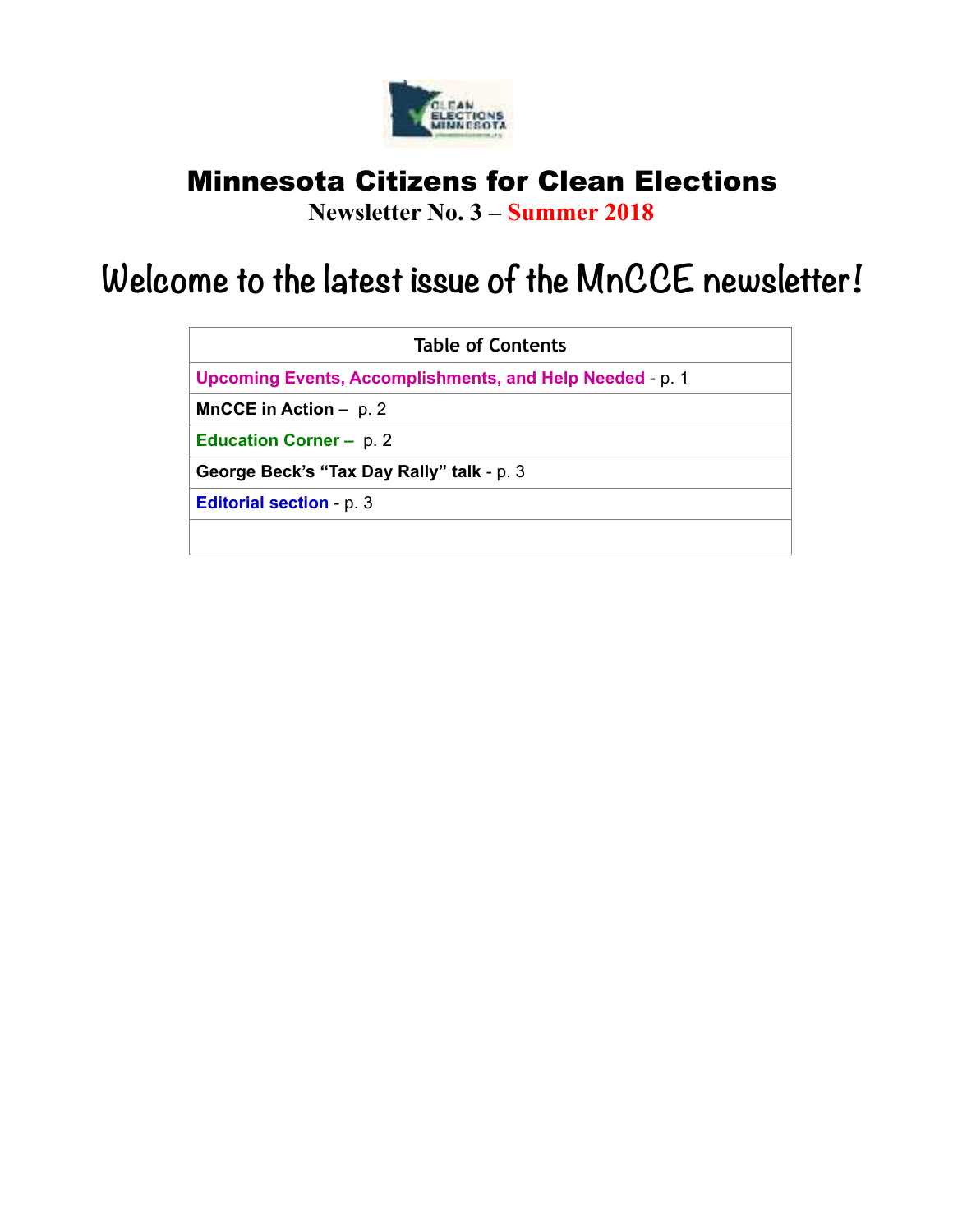# Minnesota Citizens for Clean Elections

**Newsletter No. 3 – Summer 2018**

# Welcome to the latest issue of the MnCCE newsletter!

| Table of Contents |
|---|
| **Upcoming Events, Accomplishments, and Help Needed** - p. 1 |
| **MnCCE in Action –** p. 2 |
| **Education Corner –** p. 2 |
| **George Beck's "Tax Day Rally" talk** - p. 3 |
| **Editorial section** - p. 3 |
| |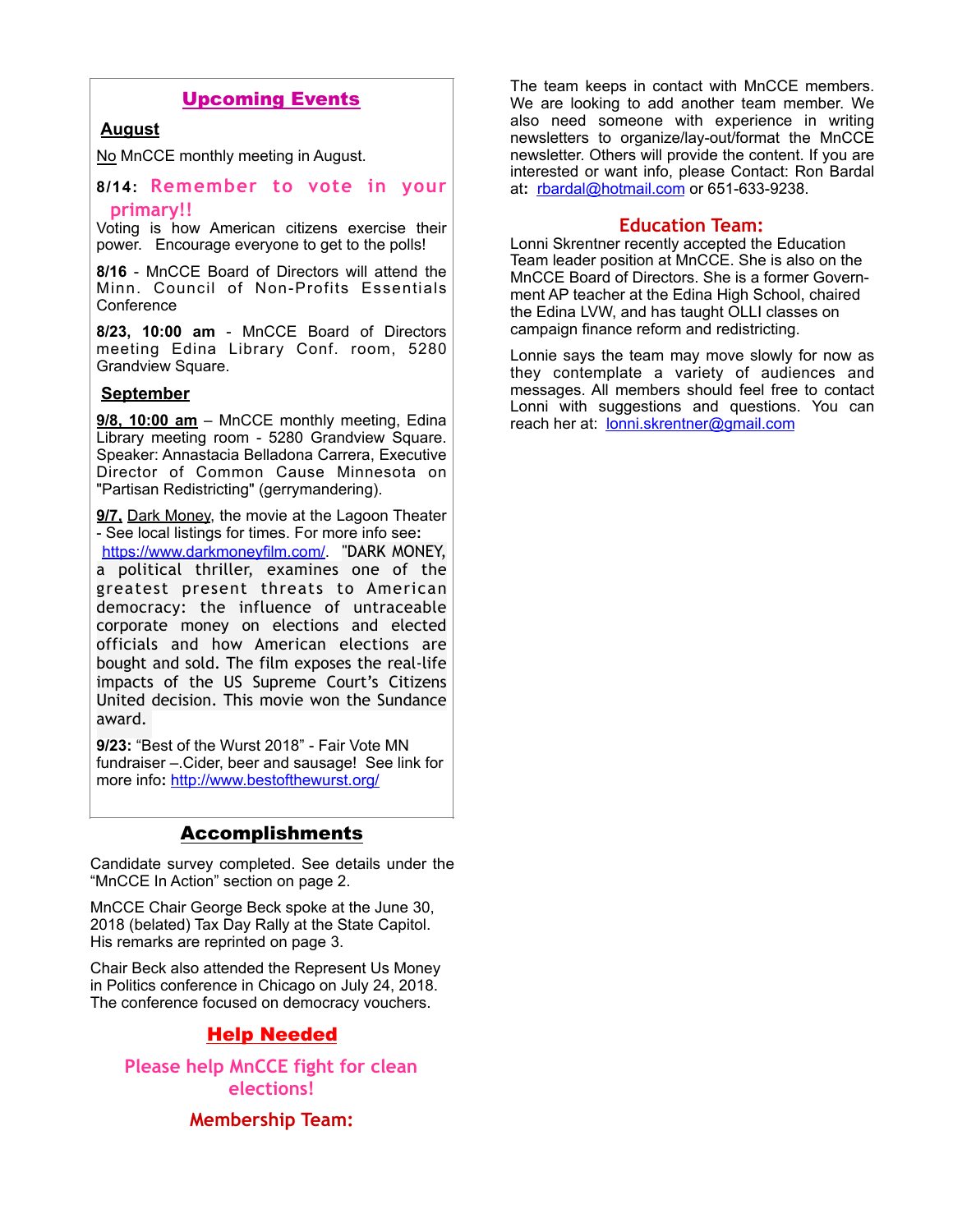## Upcoming Events

### August

No MnCCE monthly meeting in August.

**8/14:** **Remember to vote in your primary!!**

Voting is how American citizens exercise their power. Encourage everyone to get to the polls!

**8/16** - MnCCE Board of Directors will attend the Minn. Council of Non-Profits Essentials Conference

**8/23, 10:00 am** - MnCCE Board of Directors meeting Edina Library Conf. room, 5280 Grandview Square.

### September

**9/8, 10:00 am** – MnCCE monthly meeting, Edina Library meeting room - 5280 Grandview Square. Speaker: Annastacia Belladona Carrera, Executive Director of Common Cause Minnesota on "Partisan Redistricting" (gerrymandering).

**9/7,** Dark Money, the movie at the Lagoon Theater - See local listings for times. For more info see: https://www.darkmoneyfilm.com/. "DARK MONEY, a political thriller, examines one of the greatest present threats to American democracy: the influence of untraceable corporate money on elections and elected officials and how American elections are bought and sold. The film exposes the real-life impacts of the US Supreme Court's Citizens United decision. This movie won the Sundance award.

**9/23:** "Best of the Wurst 2018" - Fair Vote MN fundraiser –.Cider, beer and sausage! See link for more info: http://www.bestofthewurst.org/

## Accomplishments

Candidate survey completed. See details under the "MnCCE In Action" section on page 2.

MnCCE Chair George Beck spoke at the June 30, 2018 (belated) Tax Day Rally at the State Capitol. His remarks are reprinted on page 3.

Chair Beck also attended the Represent Us Money in Politics conference in Chicago on July 24, 2018. The conference focused on democracy vouchers.

## Help Needed

**Please help MnCCE fight for clean elections!**

### Membership Team:

The team keeps in contact with MnCCE members. We are looking to add another team member. We also need someone with experience in writing newsletters to organize/lay-out/format the MnCCE newsletter. Others will provide the content. If you are interested or want info, please Contact: Ron Bardal at: rbardal@hotmail.com or 651-633-9238.

### Education Team:

Lonni Skrentner recently accepted the Education Team leader position at MnCCE. She is also on the MnCCE Board of Directors. She is a former Government AP teacher at the Edina High School, chaired the Edina LVW, and has taught OLLI classes on campaign finance reform and redistricting.

Lonnie says the team may move slowly for now as they contemplate a variety of audiences and messages. All members should feel free to contact Lonni with suggestions and questions. You can reach her at: lonni.skrentner@gmail.com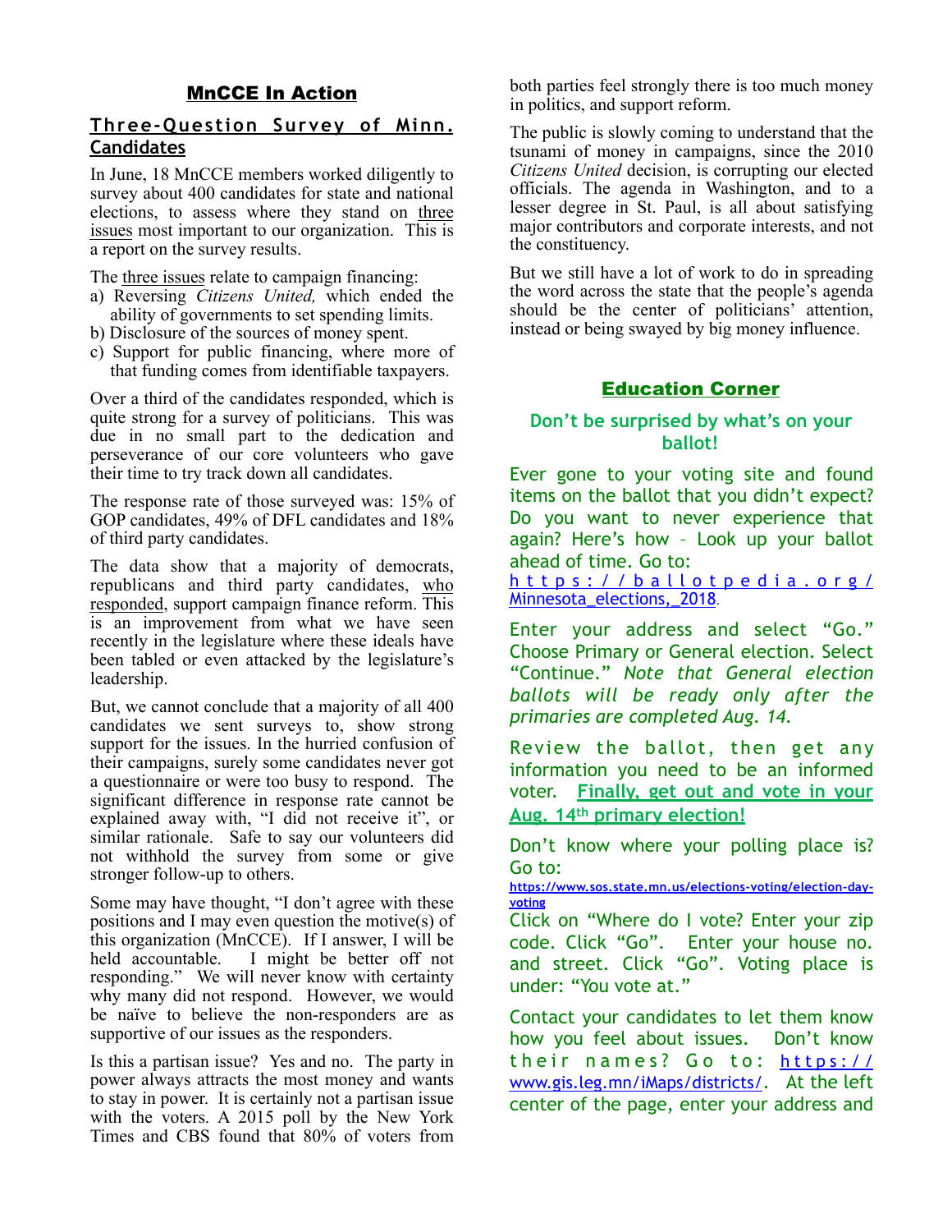## MnCCE In Action

### Three-Question Survey of Minn. Candidates

In June, 18 MnCCE members worked diligently to survey about 400 candidates for state and national elections, to assess where they stand on three issues most important to our organization. This is a report on the survey results.

The three issues relate to campaign financing:

a) Reversing *Citizens United,* which ended the ability of governments to set spending limits.
b) Disclosure of the sources of money spent.
c) Support for public financing, where more of that funding comes from identifiable taxpayers.

Over a third of the candidates responded, which is quite strong for a survey of politicians. This was due in no small part to the dedication and perseverance of our core volunteers who gave their time to try track down all candidates.

The response rate of those surveyed was: 15% of GOP candidates, 49% of DFL candidates and 18% of third party candidates.

The data show that a majority of democrats, republicans and third party candidates, who responded, support campaign finance reform. This is an improvement from what we have seen recently in the legislature where these ideals have been tabled or even attacked by the legislature's leadership.

But, we cannot conclude that a majority of all 400 candidates we sent surveys to, show strong support for the issues. In the hurried confusion of their campaigns, surely some candidates never got a questionnaire or were too busy to respond. The significant difference in response rate cannot be explained away with, "I did not receive it", or similar rationale. Safe to say our volunteers did not withhold the survey from some or give stronger follow-up to others.

Some may have thought, "I don't agree with these positions and I may even question the motive(s) of this organization (MnCCE). If I answer, I will be held accountable. I might be better off not responding." We will never know with certainty why many did not respond. However, we would be naïve to believe the non-responders are as supportive of our issues as the responders.

Is this a partisan issue? Yes and no. The party in power always attracts the most money and wants to stay in power. It is certainly not a partisan issue with the voters. A 2015 poll by the New York Times and CBS found that 80% of voters from both parties feel strongly there is too much money in politics, and support reform.

The public is slowly coming to understand that the tsunami of money in campaigns, since the 2010 *Citizens United* decision, is corrupting our elected officials. The agenda in Washington, and to a lesser degree in St. Paul, is all about satisfying major contributors and corporate interests, and not the constituency.

But we still have a lot of work to do in spreading the word across the state that the people's agenda should be the center of politicians' attention, instead or being swayed by big money influence.

## Education Corner

### Don't be surprised by what's on your ballot!

Ever gone to your voting site and found items on the ballot that you didn't expect? Do you want to never experience that again? Here's how – Look up your ballot ahead of time. Go to: https://ballotpedia.org/Minnesota_elections,_2018.

Enter your address and select "Go." Choose Primary or General election. Select "Continue." *Note that General election ballots will be ready only after the primaries are completed Aug. 14.*

Review the ballot, then get any information you need to be an informed voter. **Finally, get out and vote in your Aug. 14th primary election!**

Don't know where your polling place is? Go to: https://www.sos.state.mn.us/elections-voting/election-day-voting

Click on "Where do I vote? Enter your zip code. Click "Go". Enter your house no. and street. Click "Go". Voting place is under: "You vote at."

Contact your candidates to let them know how you feel about issues. Don't know their names? Go to: https://www.gis.leg.mn/iMaps/districts/. At the left center of the page, enter your address and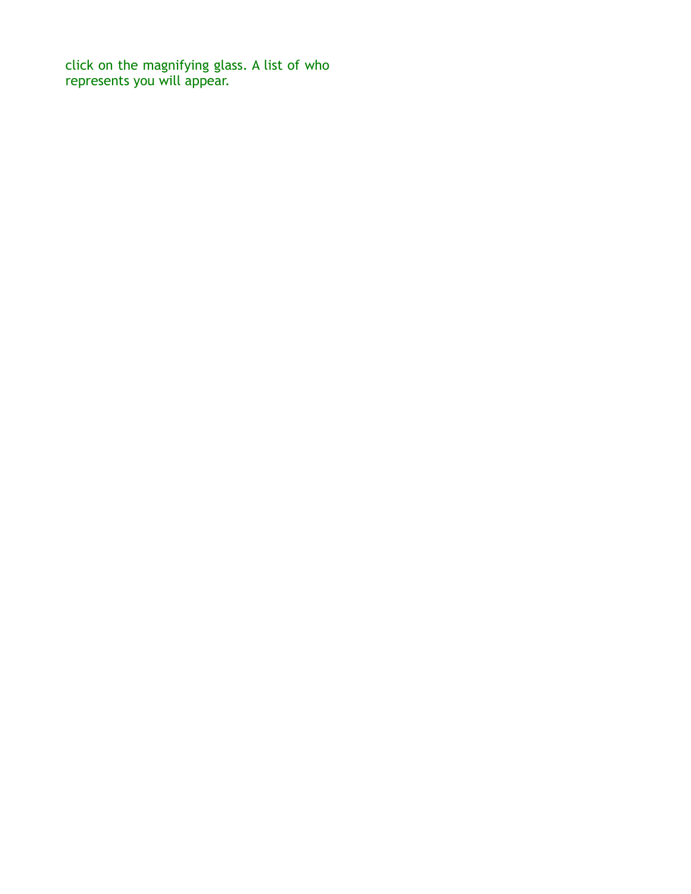click on the magnifying glass. A list of who represents you will appear.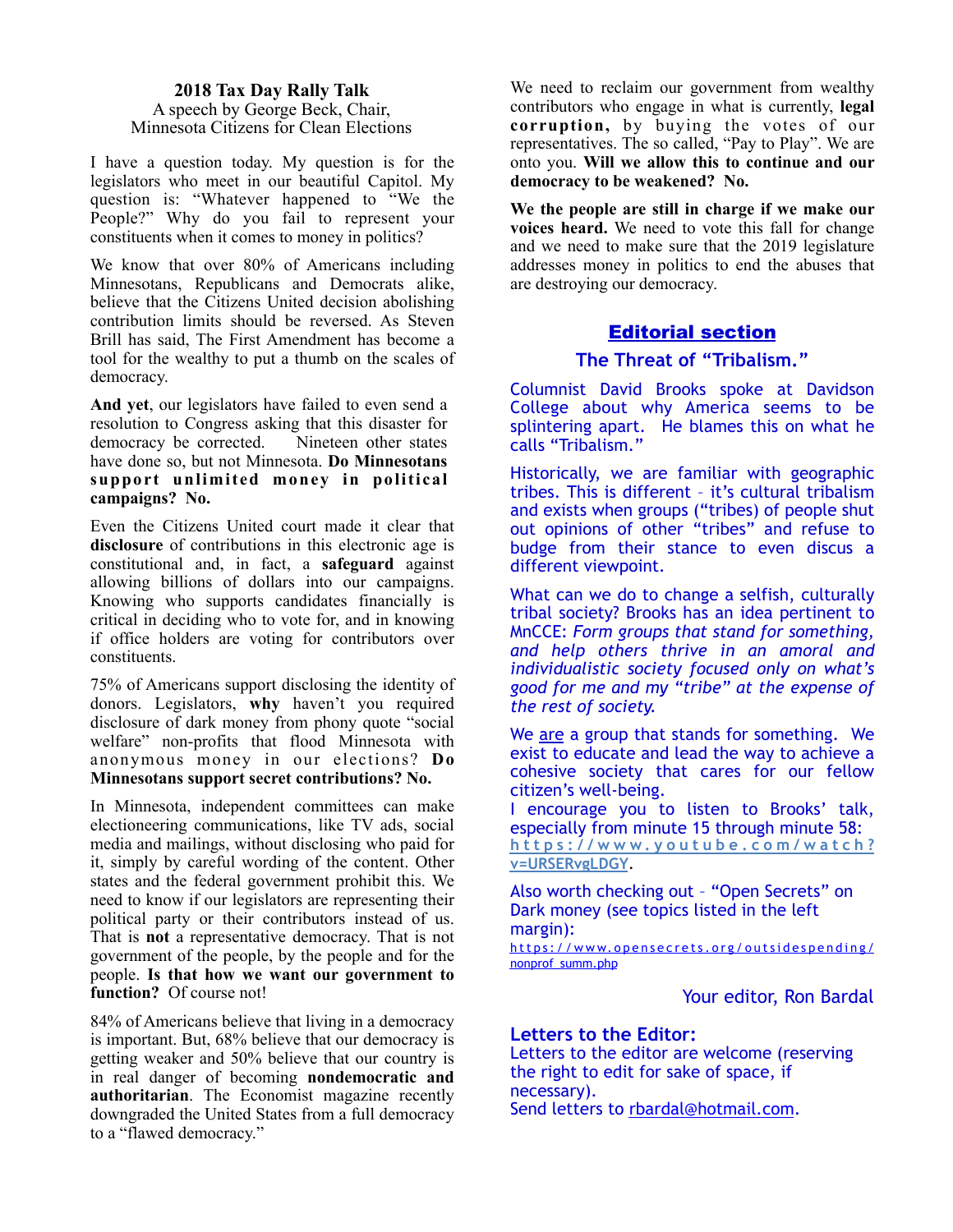## 2018 Tax Day Rally Talk

A speech by George Beck, Chair,
Minnesota Citizens for Clean Elections

I have a question today. My question is for the legislators who meet in our beautiful Capitol. My question is: "Whatever happened to "We the People?" Why do you fail to represent your constituents when it comes to money in politics?

We know that over 80% of Americans including Minnesotans, Republicans and Democrats alike, believe that the Citizens United decision abolishing contribution limits should be reversed. As Steven Brill has said, The First Amendment has become a tool for the wealthy to put a thumb on the scales of democracy.

**And yet**, our legislators have failed to even send a resolution to Congress asking that this disaster for democracy be corrected. Nineteen other states have done so, but not Minnesota. **Do Minnesotans support unlimited money in political campaigns? No.**

Even the Citizens United court made it clear that **disclosure** of contributions in this electronic age is constitutional and, in fact, a **safeguard** against allowing billions of dollars into our campaigns. Knowing who supports candidates financially is critical in deciding who to vote for, and in knowing if office holders are voting for contributors over constituents.

75% of Americans support disclosing the identity of donors. Legislators, **why** haven't you required disclosure of dark money from phony quote "social welfare" non-profits that flood Minnesota with anonymous money in our elections? **Do Minnesotans support secret contributions? No.**

In Minnesota, independent committees can make electioneering communications, like TV ads, social media and mailings, without disclosing who paid for it, simply by careful wording of the content. Other states and the federal government prohibit this. We need to know if our legislators are representing their political party or their contributors instead of us. That is **not** a representative democracy. That is not government of the people, by the people and for the people. **Is that how we want our government to function?** Of course not!

84% of Americans believe that living in a democracy is important. But, 68% believe that our democracy is getting weaker and 50% believe that our country is in real danger of becoming **nondemocratic and authoritarian**. The Economist magazine recently downgraded the United States from a full democracy to a "flawed democracy."

We need to reclaim our government from wealthy contributors who engage in what is currently, **legal corruption,** by buying the votes of our representatives. The so called, "Pay to Play". We are onto you. **Will we allow this to continue and our democracy to be weakened? No.**

**We the people are still in charge if we make our voices heard.** We need to vote this fall for change and we need to make sure that the 2019 legislature addresses money in politics to end the abuses that are destroying our democracy.

## Editorial section

### The Threat of "Tribalism."

Columnist David Brooks spoke at Davidson College about why America seems to be splintering apart. He blames this on what he calls "Tribalism."

Historically, we are familiar with geographic tribes. This is different – it's cultural tribalism and exists when groups ("tribes) of people shut out opinions of other "tribes" and refuse to budge from their stance to even discus a different viewpoint.

What can we do to change a selfish, culturally tribal society? Brooks has an idea pertinent to MnCCE: *Form groups that stand for something, and help others thrive in an amoral and individualistic society focused only on what's good for me and my "tribe" at the expense of the rest of society.*

We are a group that stands for something. We exist to educate and lead the way to achieve a cohesive society that cares for our fellow citizen's well-being.

I encourage you to listen to Brooks' talk, especially from minute 15 through minute 58: https://www.youtube.com/watch?v=URSERvgLDGY.

Also worth checking out – "Open Secrets" on Dark money (see topics listed in the left margin): https://www.opensecrets.org/outsidespending/nonprof_summ.php

Your editor, Ron Bardal

**Letters to the Editor:**

Letters to the editor are welcome (reserving the right to edit for sake of space, if necessary).

Send letters to rbardal@hotmail.com.